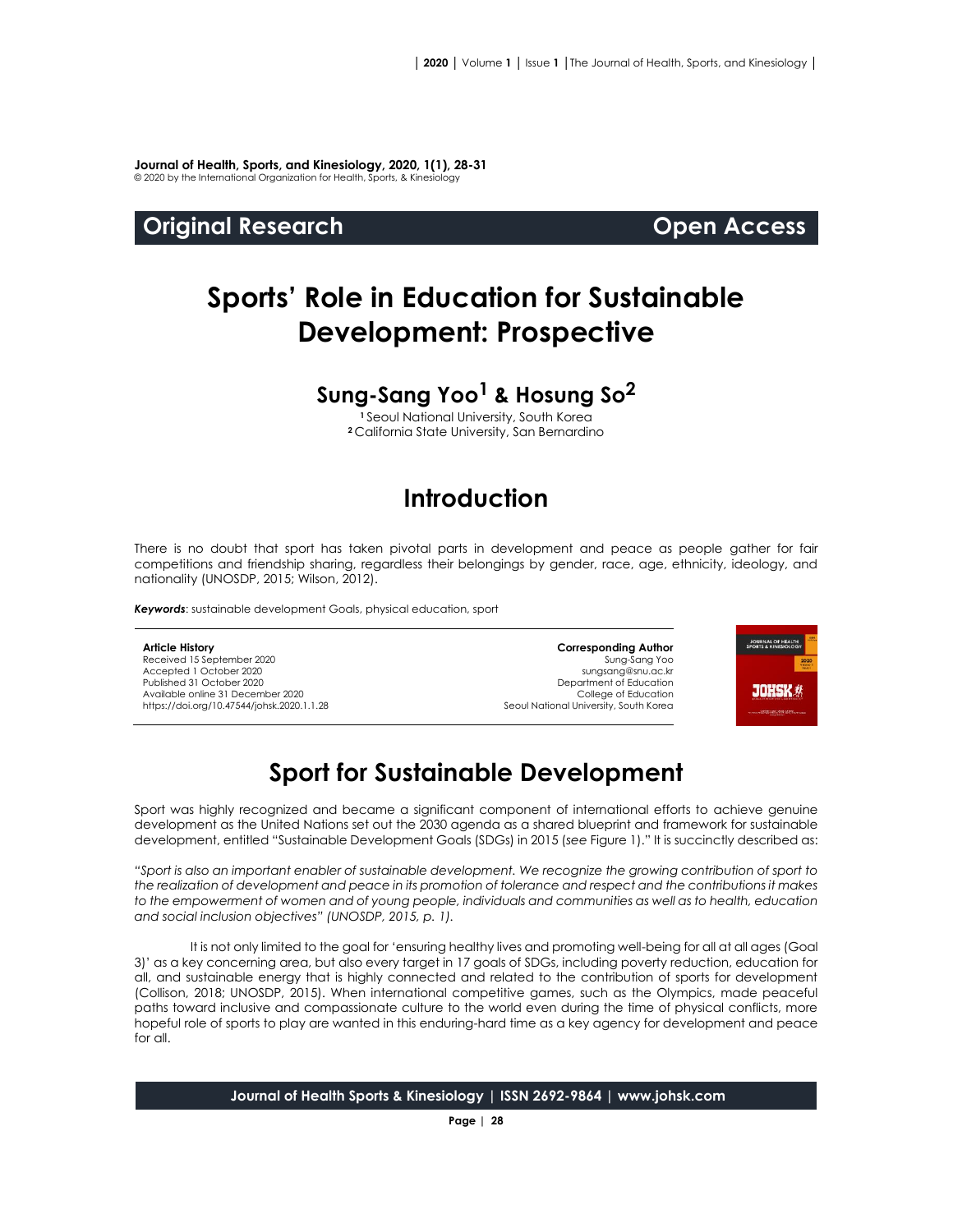**Journal of Health, Sports, and Kinesiology, 2020, 1(1), 28-31**
© 2020 by the International Organization for Health, Sports, & Kinesiology

**Original Research** **Open Access**

# Sports' Role in Education for Sustainable Development: Prospective

## Sung-Sang Yoo[1] & Hosung So[2]

[1] Seoul National University, South Korea
[2] California State University, San Bernardino

## Introduction

There is no doubt that sport has taken pivotal parts in development and peace as people gather for fair competitions and friendship sharing, regardless their belongings by gender, race, age, ethnicity, ideology, and nationality (UNOSDP, 2015; Wilson, 2012).

***Keywords***: sustainable development Goals, physical education, sport

**Article History**
Received 15 September 2020
Accepted 1 October 2020
Published 31 October 2020
Available online 31 December 2020
https://doi.org/10.47544/johsk.2020.1.1.28

**Corresponding Author**
Sung-Sang Yoo
sungsang@snu.ac.kr
Department of Education
College of Education
Seoul National University, South Korea

## Sport for Sustainable Development

Sport was highly recognized and became a significant component of international efforts to achieve genuine development as the United Nations set out the 2030 agenda as a shared blueprint and framework for sustainable development, entitled "Sustainable Development Goals (SDGs) in 2015 (*see* Figure 1)." It is succinctly described as:

*"Sport is also an important enabler of sustainable development. We recognize the growing contribution of sport to the realization of development and peace in its promotion of tolerance and respect and the contributions it makes to the empowerment of women and of young people, individuals and communities as well as to health, education and social inclusion objectives" (UNOSDP, 2015, p. 1).*

It is not only limited to the goal for 'ensuring healthy lives and promoting well-being for all at all ages (Goal 3)' as a key concerning area, but also every target in 17 goals of SDGs, including poverty reduction, education for all, and sustainable energy that is highly connected and related to the contribution of sports for development (Collison, 2018; UNOSDP, 2015). When international competitive games, such as the Olympics, made peaceful paths toward inclusive and compassionate culture to the world even during the time of physical conflicts, more hopeful role of sports to play are wanted in this enduring-hard time as a key agency for development and peace for all.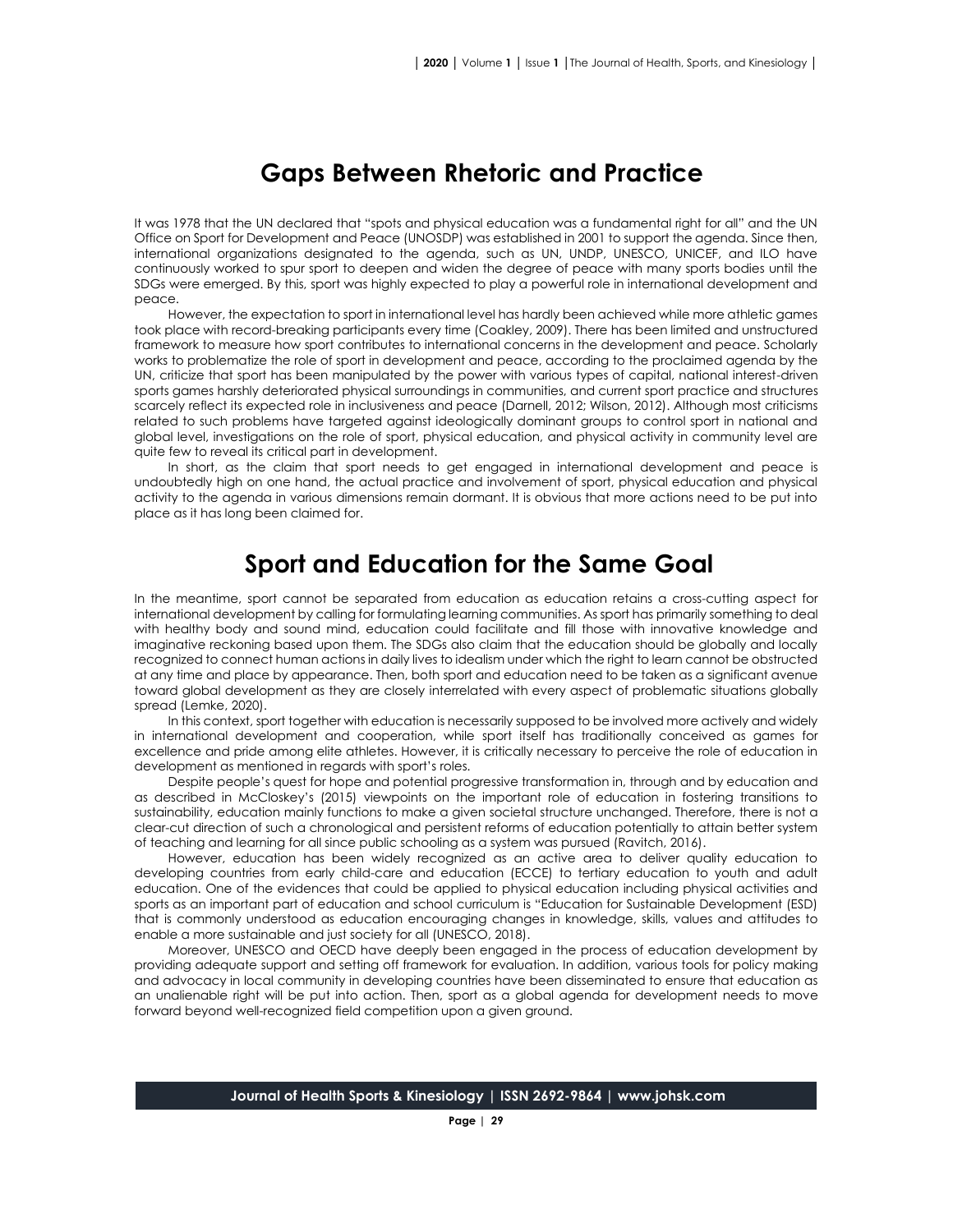## Gaps Between Rhetoric and Practice

It was 1978 that the UN declared that "spots and physical education was a fundamental right for all" and the UN Office on Sport for Development and Peace (UNOSDP) was established in 2001 to support the agenda. Since then, international organizations designated to the agenda, such as UN, UNDP, UNESCO, UNICEF, and ILO have continuously worked to spur sport to deepen and widen the degree of peace with many sports bodies until the SDGs were emerged. By this, sport was highly expected to play a powerful role in international development and peace.

However, the expectation to sport in international level has hardly been achieved while more athletic games took place with record-breaking participants every time (Coakley, 2009). There has been limited and unstructured framework to measure how sport contributes to international concerns in the development and peace. Scholarly works to problematize the role of sport in development and peace, according to the proclaimed agenda by the UN, criticize that sport has been manipulated by the power with various types of capital, national interest-driven sports games harshly deteriorated physical surroundings in communities, and current sport practice and structures scarcely reflect its expected role in inclusiveness and peace (Darnell, 2012; Wilson, 2012). Although most criticisms related to such problems have targeted against ideologically dominant groups to control sport in national and global level, investigations on the role of sport, physical education, and physical activity in community level are quite few to reveal its critical part in development.

In short, as the claim that sport needs to get engaged in international development and peace is undoubtedly high on one hand, the actual practice and involvement of sport, physical education and physical activity to the agenda in various dimensions remain dormant. It is obvious that more actions need to be put into place as it has long been claimed for.

## Sport and Education for the Same Goal

In the meantime, sport cannot be separated from education as education retains a cross-cutting aspect for international development by calling for formulating learning communities. As sport has primarily something to deal with healthy body and sound mind, education could facilitate and fill those with innovative knowledge and imaginative reckoning based upon them. The SDGs also claim that the education should be globally and locally recognized to connect human actions in daily lives to idealism under which the right to learn cannot be obstructed at any time and place by appearance. Then, both sport and education need to be taken as a significant avenue toward global development as they are closely interrelated with every aspect of problematic situations globally spread (Lemke, 2020).

In this context, sport together with education is necessarily supposed to be involved more actively and widely in international development and cooperation, while sport itself has traditionally conceived as games for excellence and pride among elite athletes. However, it is critically necessary to perceive the role of education in development as mentioned in regards with sport's roles.

Despite people's quest for hope and potential progressive transformation in, through and by education and as described in McCloskey's (2015) viewpoints on the important role of education in fostering transitions to sustainability, education mainly functions to make a given societal structure unchanged. Therefore, there is not a clear-cut direction of such a chronological and persistent reforms of education potentially to attain better system of teaching and learning for all since public schooling as a system was pursued (Ravitch, 2016).

However, education has been widely recognized as an active area to deliver quality education to developing countries from early child-care and education (ECCE) to tertiary education to youth and adult education. One of the evidences that could be applied to physical education including physical activities and sports as an important part of education and school curriculum is "Education for Sustainable Development (ESD) that is commonly understood as education encouraging changes in knowledge, skills, values and attitudes to enable a more sustainable and just society for all (UNESCO, 2018).

Moreover, UNESCO and OECD have deeply been engaged in the process of education development by providing adequate support and setting off framework for evaluation. In addition, various tools for policy making and advocacy in local community in developing countries have been disseminated to ensure that education as an unalienable right will be put into action. Then, sport as a global agenda for development needs to move forward beyond well-recognized field competition upon a given ground.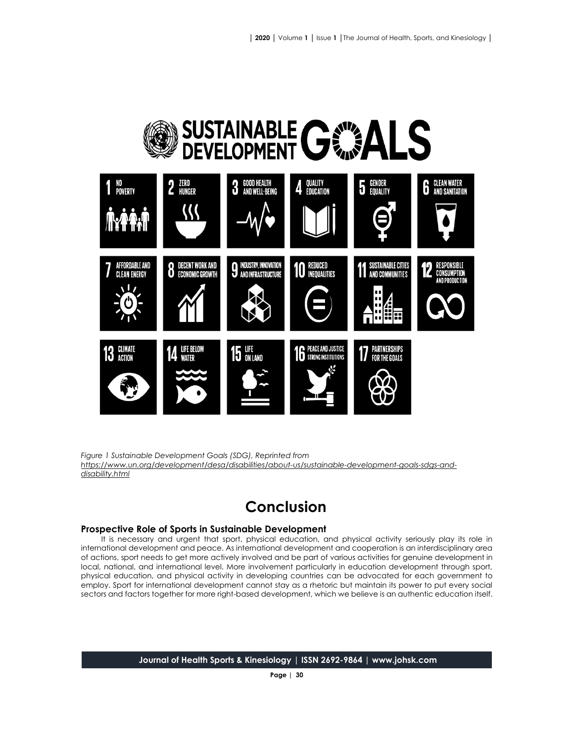*Figure 1 Sustainable Development Goals (SDG), Reprinted from https://www.un.org/development/desa/disabilities/about-us/sustainable-development-goals-sdgs-and-disability.html*

# Conclusion

### Prospective Role of Sports in Sustainable Development

It is necessary and urgent that sport, physical education, and physical activity seriously play its role in international development and peace. As international development and cooperation is an interdisciplinary area of actions, sport needs to get more actively involved and be part of various activities for genuine development in local, national, and international level. More involvement particularly in education development through sport, physical education, and physical activity in developing countries can be advocated for each government to employ. Sport for international development cannot stay as a rhetoric but maintain its power to put every social sectors and factors together for more right-based development, which we believe is an authentic education itself.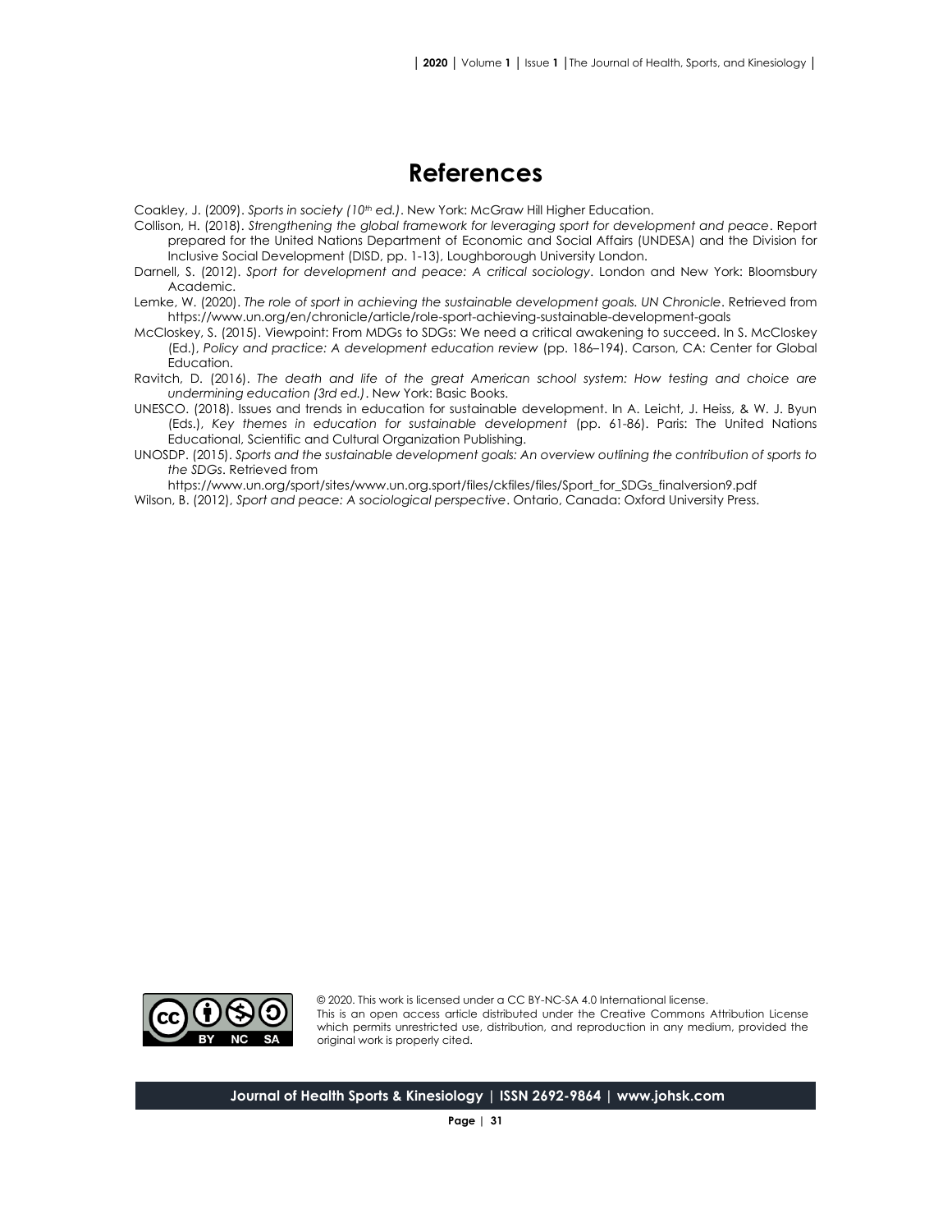# References

Coakley, J. (2009). *Sports in society (10th ed.)*. New York: McGraw Hill Higher Education.

Collison, H. (2018). *Strengthening the global framework for leveraging sport for development and peace*. Report prepared for the United Nations Department of Economic and Social Affairs (UNDESA) and the Division for Inclusive Social Development (DISD, pp. 1-13), Loughborough University London.

Darnell, S. (2012). *Sport for development and peace: A critical sociology*. London and New York: Bloomsbury Academic.

Lemke, W. (2020). *The role of sport in achieving the sustainable development goals. UN Chronicle*. Retrieved from https://www.un.org/en/chronicle/article/role-sport-achieving-sustainable-development-goals

McCloskey, S. (2015). Viewpoint: From MDGs to SDGs: We need a critical awakening to succeed. In S. McCloskey (Ed.), *Policy and practice: A development education review* (pp. 186–194). Carson, CA: Center for Global Education.

Ravitch, D. (2016). *The death and life of the great American school system: How testing and choice are undermining education (3rd ed.)*. New York: Basic Books.

UNESCO. (2018). Issues and trends in education for sustainable development. In A. Leicht, J. Heiss, & W. J. Byun (Eds.), *Key themes in education for sustainable development* (pp. 61-86). Paris: The United Nations Educational, Scientific and Cultural Organization Publishing.

UNOSDP. (2015). *Sports and the sustainable development goals: An overview outlining the contribution of sports to the SDGs*. Retrieved from https://www.un.org/sport/sites/www.un.org.sport/files/ckfiles/files/Sport_for_SDGs_finalversion9.pdf

Wilson, B. (2012), *Sport and peace: A sociological perspective*. Ontario, Canada: Oxford University Press.

© 2020. This work is licensed under a CC BY-NC-SA 4.0 International license.
This is an open access article distributed under the Creative Commons Attribution License which permits unrestricted use, distribution, and reproduction in any medium, provided the original work is properly cited.